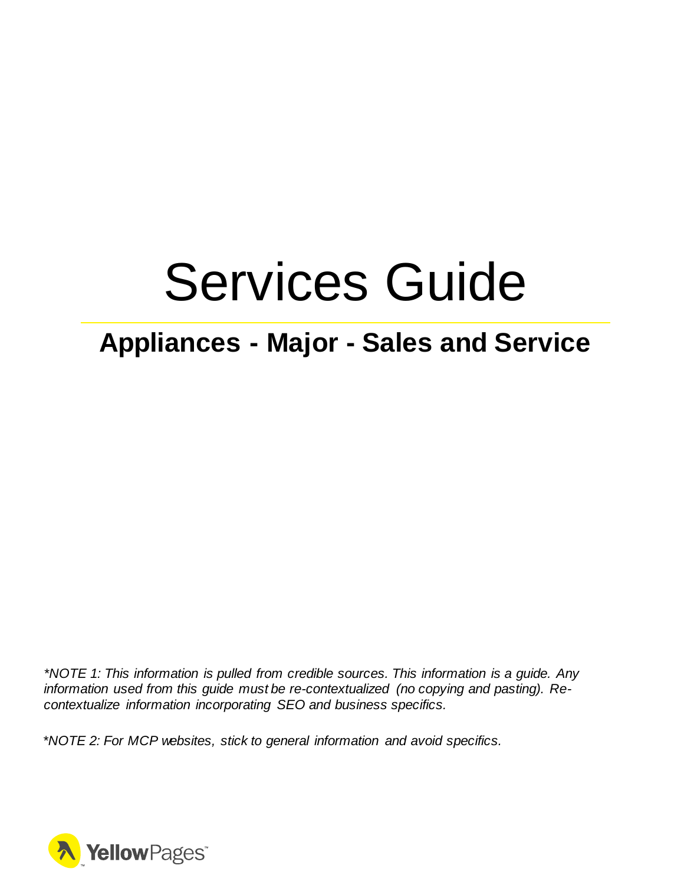# Services Guide

## Appliances - Major - Sales and Service

*\*NOTE 1: This information is pulled from credible sources. This information is a guide. Any information used from this guide must be re-contextualized (no copying and pasting). Re-contextualize information incorporating SEO and business specifics.*

*\*NOTE 2: For MCP websites, stick to general information and avoid specifics.*

YellowPages™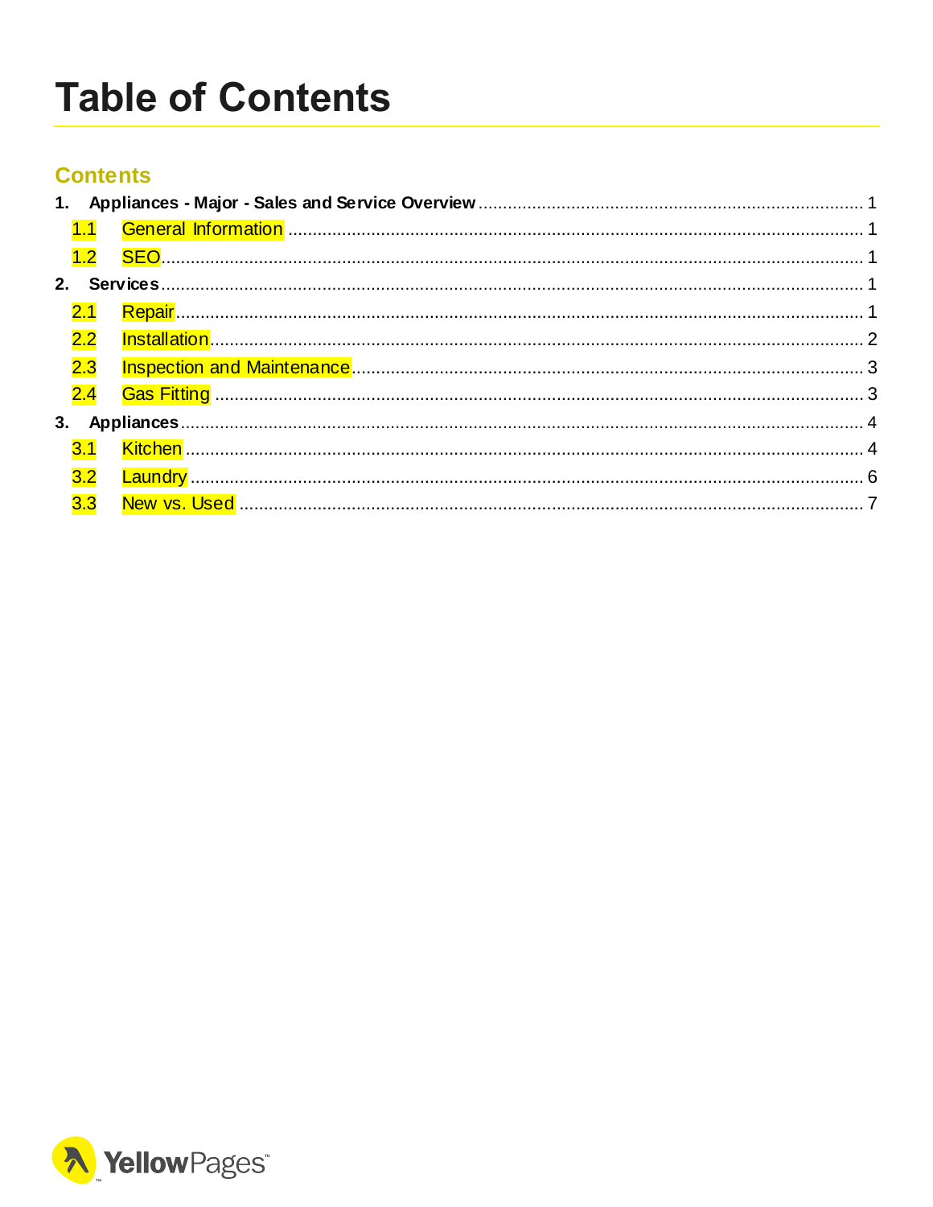# Table of Contents

## Contents

1. **Appliances - Major - Sales and Service Overview** ..... 1
   - 1.1 General Information ..... 1
   - 1.2 SEO ..... 1
2. **Services** ..... 1
   - 2.1 Repair ..... 1
   - 2.2 Installation ..... 2
   - 2.3 Inspection and Maintenance ..... 3
   - 2.4 Gas Fitting ..... 3
3. **Appliances** ..... 4
   - 3.1 Kitchen ..... 4
   - 3.2 Laundry ..... 6
   - 3.3 New vs. Used ..... 7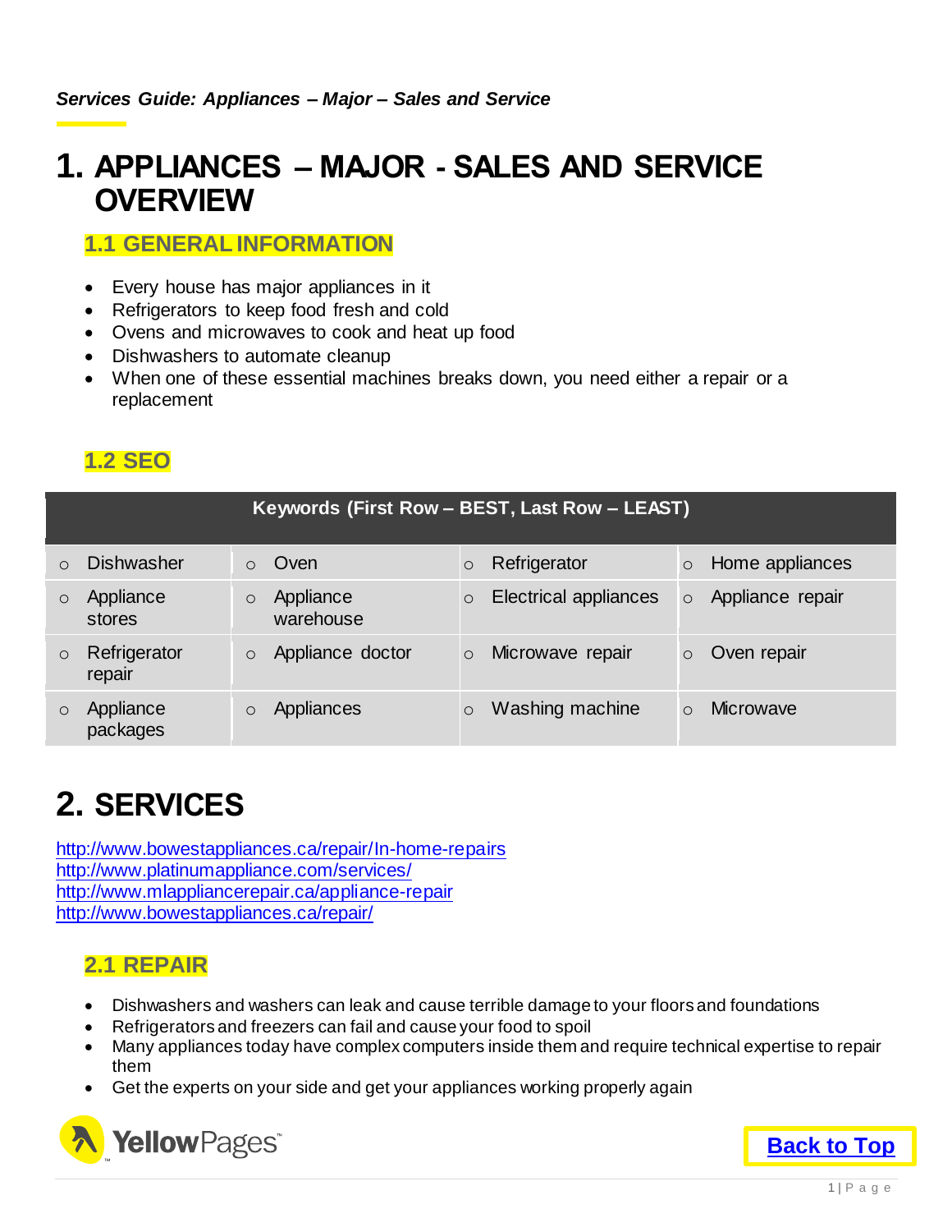# 1. APPLIANCES – MAJOR - SALES AND SERVICE OVERVIEW

## 1.1 GENERAL INFORMATION

- Every house has major appliances in it
- Refrigerators to keep food fresh and cold
- Ovens and microwaves to cook and heat up food
- Dishwashers to automate cleanup
- When one of these essential machines breaks down, you need either a repair or a replacement

## 1.2 SEO

| Keywords (First Row – BEST, Last Row – LEAST) | | | |
|---|---|---|---|
| Dishwasher | Oven | Refrigerator | Home appliances |
| Appliance stores | Appliance warehouse | Electrical appliances | Appliance repair |
| Refrigerator repair | Appliance doctor | Microwave repair | Oven repair |
| Appliance packages | Appliances | Washing machine | Microwave |

# 2. SERVICES

http://www.bowestappliances.ca/repair/In-home-repairs
http://www.platinumappliance.com/services/
http://www.mlappliancerepair.ca/appliance-repair
http://www.bowestappliances.ca/repair/

## 2.1 REPAIR

- Dishwashers and washers can leak and cause terrible damage to your floors and foundations
- Refrigerators and freezers can fail and cause your food to spoil
- Many appliances today have complex computers inside them and require technical expertise to repair them
- Get the experts on your side and get your appliances working properly again

Back to Top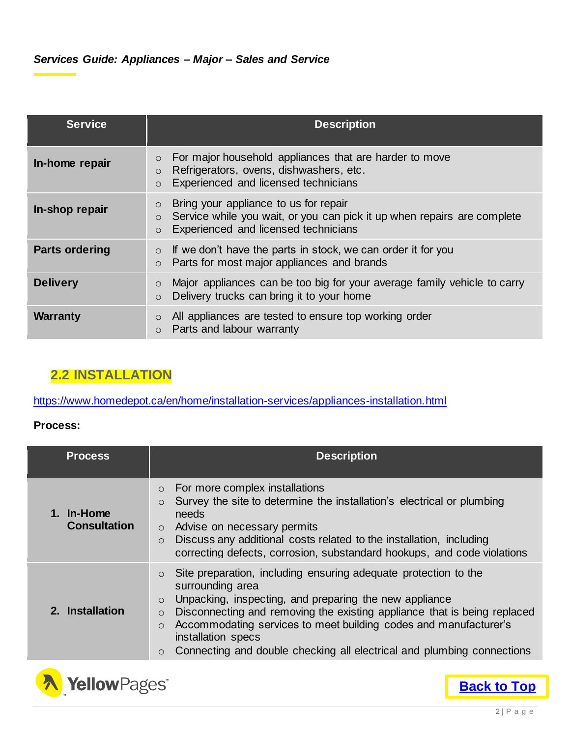| Service | Description |
|---|---|
| **In-home repair** | ○ For major household appliances that are harder to move<br>○ Refrigerators, ovens, dishwashers, etc.<br>○ Experienced and licensed technicians |
| **In-shop repair** | ○ Bring your appliance to us for repair<br>○ Service while you wait, or you can pick it up when repairs are complete<br>○ Experienced and licensed technicians |
| **Parts ordering** | ○ If we don't have the parts in stock, we can order it for you<br>○ Parts for most major appliances and brands |
| **Delivery** | ○ Major appliances can be too big for your average family vehicle to carry<br>○ Delivery trucks can bring it to your home |
| **Warranty** | ○ All appliances are tested to ensure top working order<br>○ Parts and labour warranty |

## 2.2 INSTALLATION

https://www.homedepot.ca/en/home/installation-services/appliances-installation.html

**Process:**

| Process | Description |
|---|---|
| **1. In-Home Consultation** | ○ For more complex installations<br>○ Survey the site to determine the installation's electrical or plumbing needs<br>○ Advise on necessary permits<br>○ Discuss any additional costs related to the installation, including correcting defects, corrosion, substandard hookups, and code violations |
| **2. Installation** | ○ Site preparation, including ensuring adequate protection to the surrounding area<br>○ Unpacking, inspecting, and preparing the new appliance<br>○ Disconnecting and removing the existing appliance that is being replaced<br>○ Accommodating services to meet building codes and manufacturer's installation specs<br>○ Connecting and double checking all electrical and plumbing connections |

**Back to Top**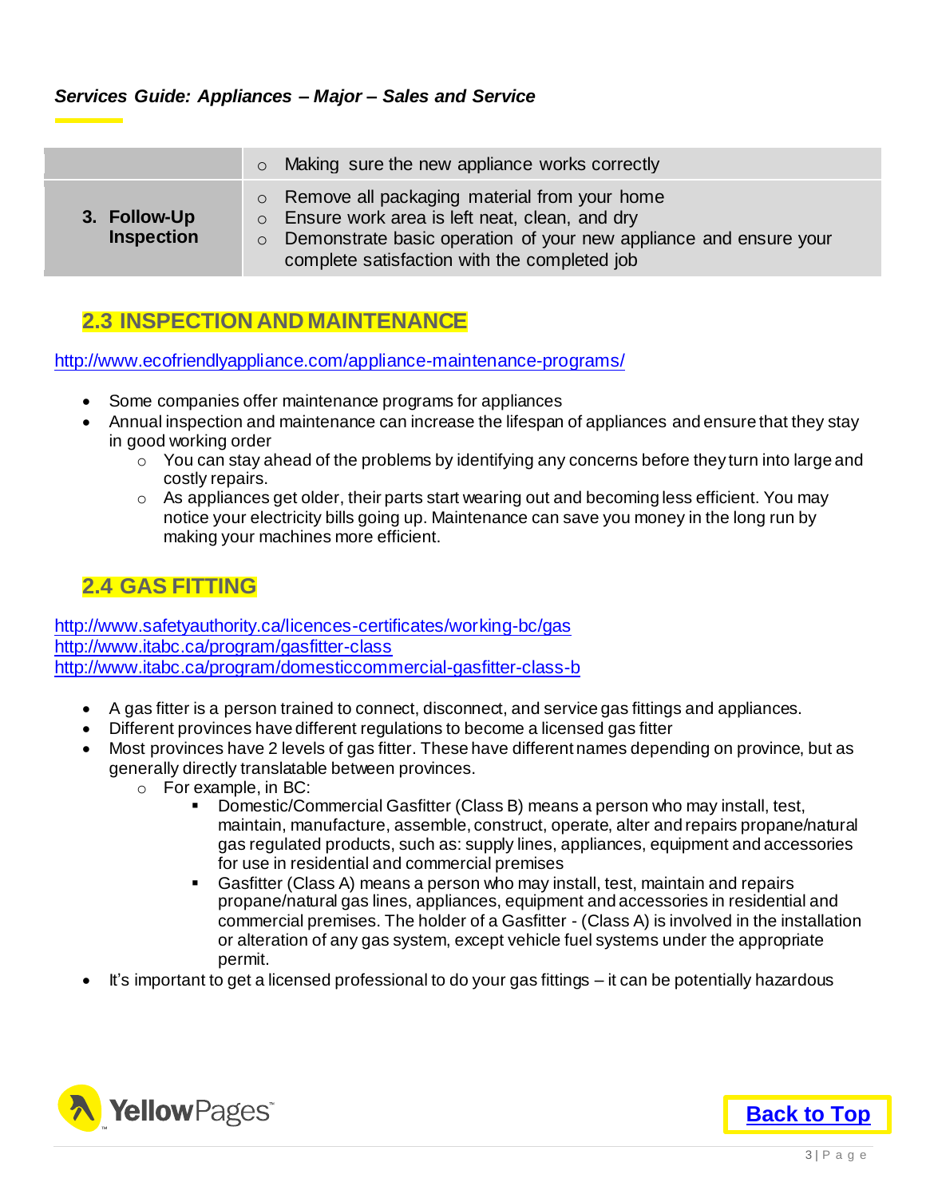| | |
|---|---|
| | ○ Making sure the new appliance works correctly |
| **3. Follow-Up Inspection** | ○ Remove all packaging material from your home<br>○ Ensure work area is left neat, clean, and dry<br>○ Demonstrate basic operation of your new appliance and ensure your complete satisfaction with the completed job |

## 2.3 INSPECTION AND MAINTENANCE

http://www.ecofriendlyappliance.com/appliance-maintenance-programs/

- Some companies offer maintenance programs for appliances
- Annual inspection and maintenance can increase the lifespan of appliances and ensure that they stay in good working order
    - You can stay ahead of the problems by identifying any concerns before they turn into large and costly repairs.
    - As appliances get older, their parts start wearing out and becoming less efficient. You may notice your electricity bills going up. Maintenance can save you money in the long run by making your machines more efficient.

## 2.4 GAS FITTING

http://www.safetyauthority.ca/licences-certificates/working-bc/gas
http://www.itabc.ca/program/gasfitter-class
http://www.itabc.ca/program/domesticcommercial-gasfitter-class-b

- A gas fitter is a person trained to connect, disconnect, and service gas fittings and appliances.
- Different provinces have different regulations to become a licensed gas fitter
- Most provinces have 2 levels of gas fitter. These have different names depending on province, but as generally directly translatable between provinces.
    - For example, in BC:
        - Domestic/Commercial Gasfitter (Class B) means a person who may install, test, maintain, manufacture, assemble, construct, operate, alter and repairs propane/natural gas regulated products, such as: supply lines, appliances, equipment and accessories for use in residential and commercial premises
        - Gasfitter (Class A) means a person who may install, test, maintain and repairs propane/natural gas lines, appliances, equipment and accessories in residential and commercial premises. The holder of a Gasfitter - (Class A) is involved in the installation or alteration of any gas system, except vehicle fuel systems under the appropriate permit.
- It's important to get a licensed professional to do your gas fittings – it can be potentially hazardous

**Back to Top**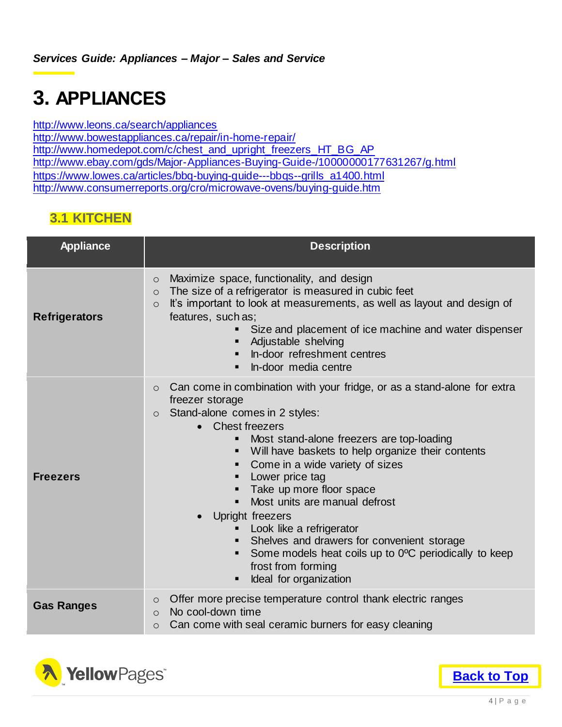# 3. APPLIANCES

http://www.leons.ca/search/appliances
http://www.bowestappliances.ca/repair/in-home-repair/
http://www.homedepot.com/c/chest_and_upright_freezers_HT_BG_AP
http://www.ebay.com/gds/Major-Appliances-Buying-Guide-/10000000177631267/g.html
https://www.lowes.ca/articles/bbq-buying-guide---bbqs--grills_a1400.html
http://www.consumerreports.org/cro/microwave-ovens/buying-guide.htm

## 3.1 KITCHEN

| Appliance | Description |
|---|---|
| **Refrigerators** | ○ Maximize space, functionality, and design<br>○ The size of a refrigerator is measured in cubic feet<br>○ It's important to look at measurements, as well as layout and design of features, such as;<br>&nbsp;&nbsp;&nbsp;&nbsp;▪ Size and placement of ice machine and water dispenser<br>&nbsp;&nbsp;&nbsp;&nbsp;▪ Adjustable shelving<br>&nbsp;&nbsp;&nbsp;&nbsp;▪ In-door refreshment centres<br>&nbsp;&nbsp;&nbsp;&nbsp;▪ In-door media centre |
| **Freezers** | ○ Can come in combination with your fridge, or as a stand-alone for extra freezer storage<br>○ Stand-alone comes in 2 styles:<br>&nbsp;&nbsp;• Chest freezers<br>&nbsp;&nbsp;&nbsp;&nbsp;▪ Most stand-alone freezers are top-loading<br>&nbsp;&nbsp;&nbsp;&nbsp;▪ Will have baskets to help organize their contents<br>&nbsp;&nbsp;&nbsp;&nbsp;▪ Come in a wide variety of sizes<br>&nbsp;&nbsp;&nbsp;&nbsp;▪ Lower price tag<br>&nbsp;&nbsp;&nbsp;&nbsp;▪ Take up more floor space<br>&nbsp;&nbsp;&nbsp;&nbsp;▪ Most units are manual defrost<br>&nbsp;&nbsp;• Upright freezers<br>&nbsp;&nbsp;&nbsp;&nbsp;▪ Look like a refrigerator<br>&nbsp;&nbsp;&nbsp;&nbsp;▪ Shelves and drawers for convenient storage<br>&nbsp;&nbsp;&nbsp;&nbsp;▪ Some models heat coils up to 0ºC periodically to keep frost from forming<br>&nbsp;&nbsp;&nbsp;&nbsp;▪ Ideal for organization |
| **Gas Ranges** | ○ Offer more precise temperature control thank electric ranges<br>○ No cool-down time<br>○ Can come with seal ceramic burners for easy cleaning |

Back to Top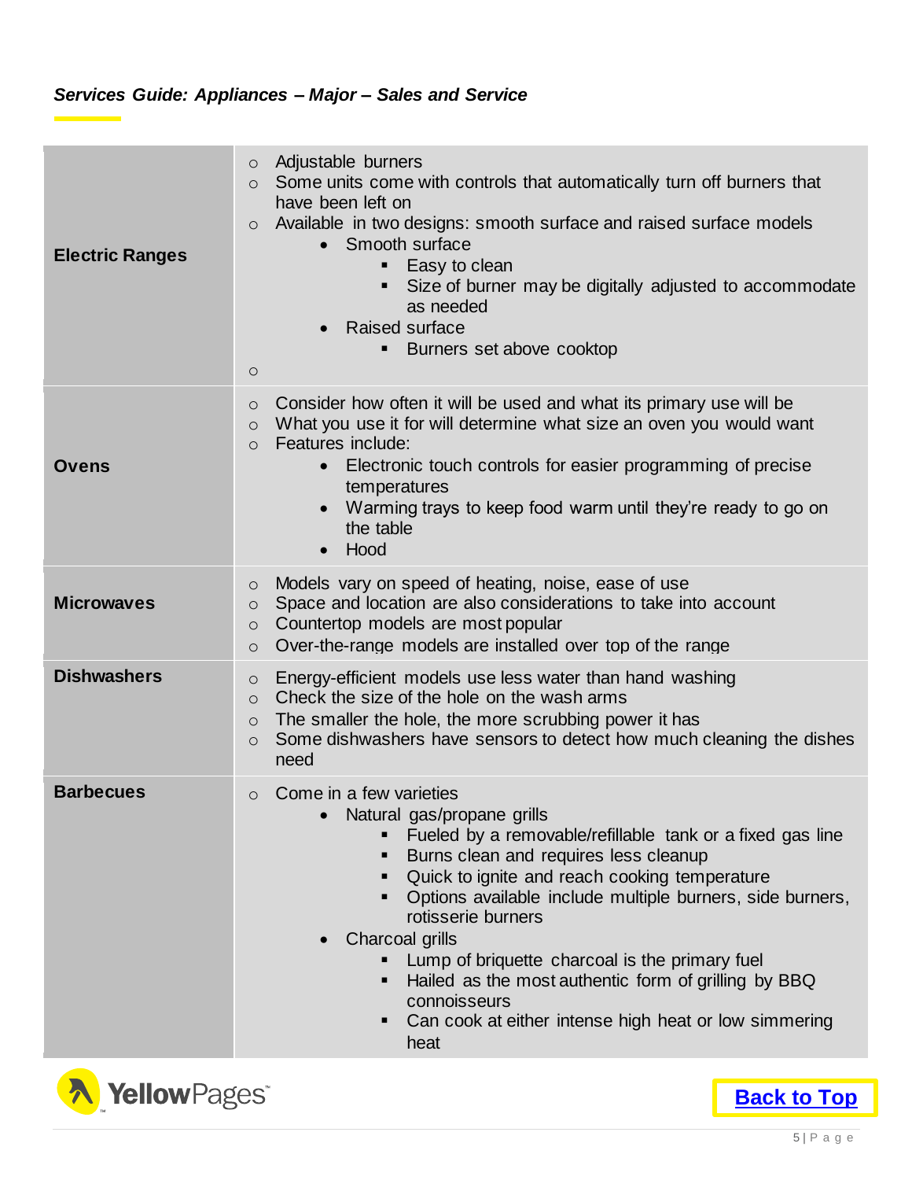| | |
|---|---|
| **Electric Ranges** | ○ Adjustable burners<br>○ Some units come with controls that automatically turn off burners that have been left on<br>○ Available in two designs: smooth surface and raised surface models<br>&nbsp;&nbsp;• Smooth surface<br>&nbsp;&nbsp;&nbsp;&nbsp;▪ Easy to clean<br>&nbsp;&nbsp;&nbsp;&nbsp;▪ Size of burner may be digitally adjusted to accommodate as needed<br>&nbsp;&nbsp;• Raised surface<br>&nbsp;&nbsp;&nbsp;&nbsp;▪ Burners set above cooktop<br>○ |
| **Ovens** | ○ Consider how often it will be used and what its primary use will be<br>○ What you use it for will determine what size an oven you would want<br>○ Features include:<br>&nbsp;&nbsp;• Electronic touch controls for easier programming of precise temperatures<br>&nbsp;&nbsp;• Warming trays to keep food warm until they're ready to go on the table<br>&nbsp;&nbsp;• Hood |
| **Microwaves** | ○ Models vary on speed of heating, noise, ease of use<br>○ Space and location are also considerations to take into account<br>○ Countertop models are most popular<br>○ Over-the-range models are installed over top of the range |
| **Dishwashers** | ○ Energy-efficient models use less water than hand washing<br>○ Check the size of the hole on the wash arms<br>○ The smaller the hole, the more scrubbing power it has<br>○ Some dishwashers have sensors to detect how much cleaning the dishes need |
| **Barbecues** | ○ Come in a few varieties<br>&nbsp;&nbsp;• Natural gas/propane grills<br>&nbsp;&nbsp;&nbsp;&nbsp;▪ Fueled by a removable/refillable tank or a fixed gas line<br>&nbsp;&nbsp;&nbsp;&nbsp;▪ Burns clean and requires less cleanup<br>&nbsp;&nbsp;&nbsp;&nbsp;▪ Quick to ignite and reach cooking temperature<br>&nbsp;&nbsp;&nbsp;&nbsp;▪ Options available include multiple burners, side burners, rotisserie burners<br>&nbsp;&nbsp;• Charcoal grills<br>&nbsp;&nbsp;&nbsp;&nbsp;▪ Lump of briquette charcoal is the primary fuel<br>&nbsp;&nbsp;&nbsp;&nbsp;▪ Hailed as the most authentic form of grilling by BBQ connoisseurs<br>&nbsp;&nbsp;&nbsp;&nbsp;▪ Can cook at either intense high heat or low simmering heat |

Back to Top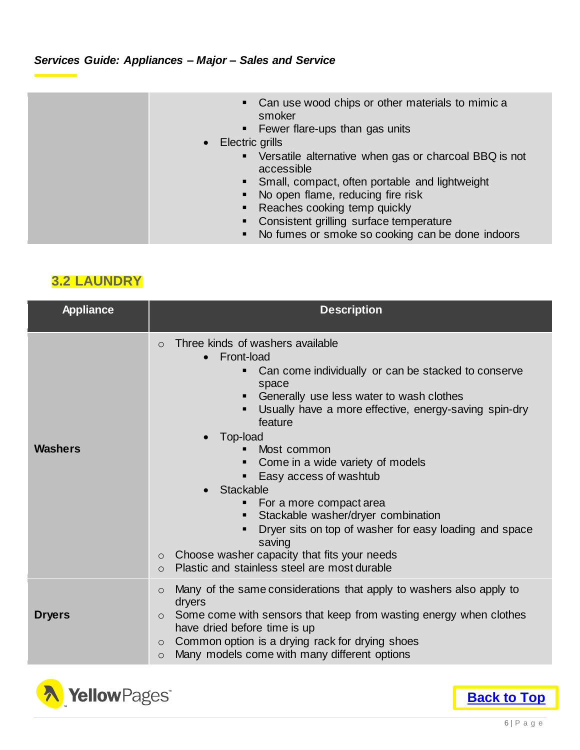| | |
|---|---|
| | ▪ Can use wood chips or other materials to mimic a smoker<br>▪ Fewer flare-ups than gas units<br>• Electric grills<br>▪ Versatile alternative when gas or charcoal BBQ is not accessible<br>▪ Small, compact, often portable and lightweight<br>▪ No open flame, reducing fire risk<br>▪ Reaches cooking temp quickly<br>▪ Consistent grilling surface temperature<br>▪ No fumes or smoke so cooking can be done indoors |

## 3.2 LAUNDRY

| Appliance | Description |
|---|---|
| **Washers** | ○ Three kinds of washers available<br>• Front-load<br>▪ Can come individually or can be stacked to conserve space<br>▪ Generally use less water to wash clothes<br>▪ Usually have a more effective, energy-saving spin-dry feature<br>• Top-load<br>▪ Most common<br>▪ Come in a wide variety of models<br>▪ Easy access of washtub<br>• Stackable<br>▪ For a more compact area<br>▪ Stackable washer/dryer combination<br>▪ Dryer sits on top of washer for easy loading and space saving<br>○ Choose washer capacity that fits your needs<br>○ Plastic and stainless steel are most durable |
| **Dryers** | ○ Many of the same considerations that apply to washers also apply to dryers<br>○ Some come with sensors that keep from wasting energy when clothes have dried before time is up<br>○ Common option is a drying rack for drying shoes<br>○ Many models come with many different options |

**Back to Top**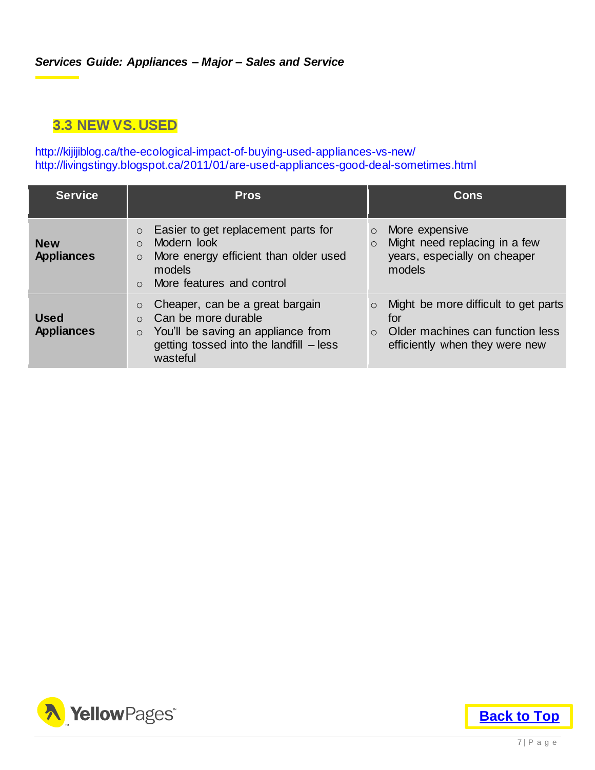## 3.3 NEW VS. USED

http://kijijiblog.ca/the-ecological-impact-of-buying-used-appliances-vs-new/
http://livingstingy.blogspot.ca/2011/01/are-used-appliances-good-deal-sometimes.html

| Service | Pros | Cons |
|---|---|---|
| **New Appliances** | ○ Easier to get replacement parts for<br>○ Modern look<br>○ More energy efficient than older used models<br>○ More features and control | ○ More expensive<br>○ Might need replacing in a few years, especially on cheaper models |
| **Used Appliances** | ○ Cheaper, can be a great bargain<br>○ Can be more durable<br>○ You'll be saving an appliance from getting tossed into the landfill – less wasteful | ○ Might be more difficult to get parts for<br>○ Older machines can function less efficiently when they were new |

Back to Top